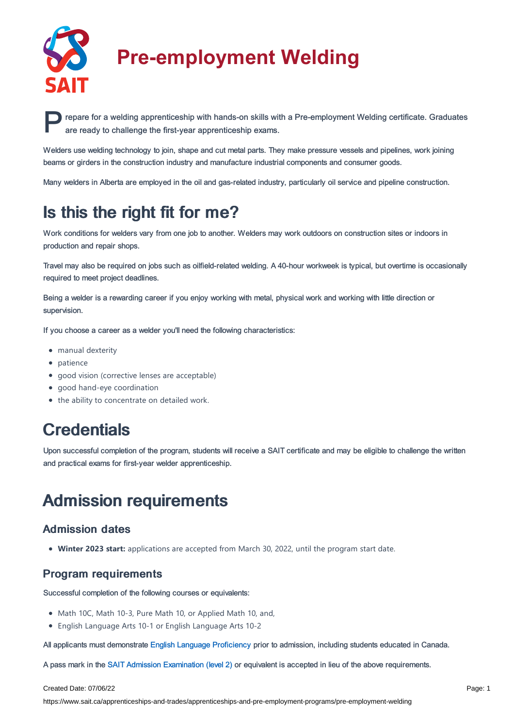# Pre-employment Welding

Prepare for a welding apprenticeship with hands-on skills with a Pre-employment Welding certificate. Graduates are ready to challenge the first-year apprenticeship exams.

Welders use welding technology to join, shape and cut metal parts. They make pressure vessels and pipelines, work joining beams or girders in the construction industry and manufacture industrial components and consumer goods.

Many welders in Alberta are employed in the oil and gas-related industry, particularly oil service and pipeline construction.

## Is this the right fit for me?

Work conditions for welders vary from one job to another. Welders may work outdoors on construction sites or indoors in production and repair shops.

Travel may also be required on jobs such as oilfield-related welding. A 40-hour workweek is typical, but overtime is occasionally required to meet project deadlines.

Being a welder is a rewarding career if you enjoy working with metal, physical work and working with little direction or supervision.

If you choose a career as a welder you'll need the following characteristics:

- manual dexterity
- patience
- good vision (corrective lenses are acceptable)
- good hand-eye coordination
- the ability to concentrate on detailed work.

## Credentials

Upon successful completion of the program, students will receive a SAIT certificate and may be eligible to challenge the written and practical exams for first-year welder apprenticeship.

## Admission requirements

### Admission dates

- **Winter 2023 start:** applications are accepted from March 30, 2022, until the program start date.

### Program requirements

Successful completion of the following courses or equivalents:

- Math 10C, Math 10-3, Pure Math 10, or Applied Math 10, and,
- English Language Arts 10-1 or English Language Arts 10-2

All applicants must demonstrate English Language Proficiency prior to admission, including students educated in Canada.

A pass mark in the SAIT Admission Examination (level 2) or equivalent is accepted in lieu of the above requirements.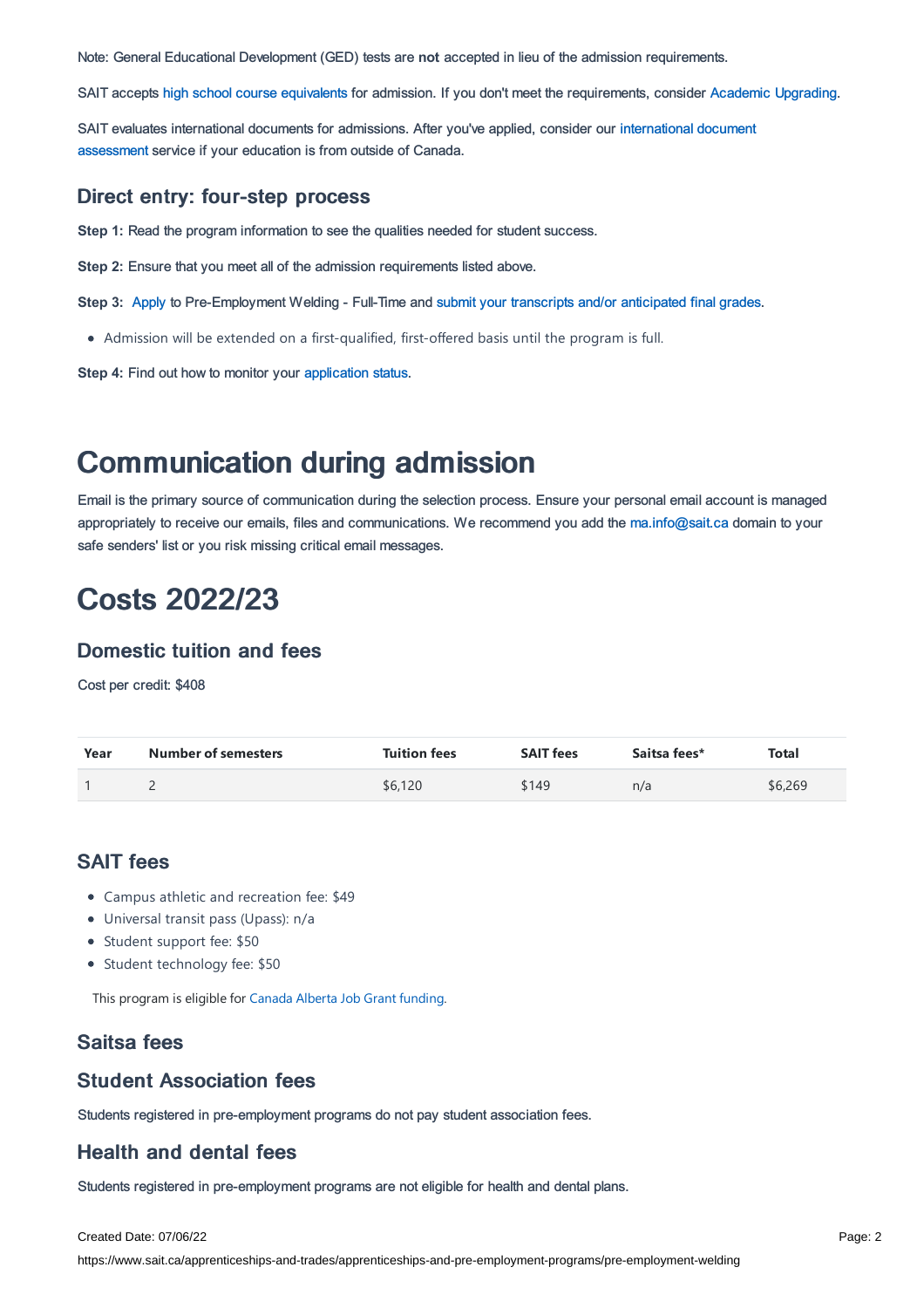Note: General Educational Development (GED) tests are **not** accepted in lieu of the admission requirements.

SAIT accepts high school course equivalents for admission. If you don't meet the requirements, consider Academic Upgrading.

SAIT evaluates international documents for admissions. After you've applied, consider our international document assessment service if your education is from outside of Canada.

### Direct entry: four-step process

**Step 1:** Read the program information to see the qualities needed for student success.

**Step 2:** Ensure that you meet all of the admission requirements listed above.

**Step 3:** Apply to Pre-Employment Welding - Full-Time and submit your transcripts and/or anticipated final grades.

- Admission will be extended on a first-qualified, first-offered basis until the program is full.

**Step 4:** Find out how to monitor your application status.

# Communication during admission

Email is the primary source of communication during the selection process. Ensure your personal email account is managed appropriately to receive our emails, files and communications. We recommend you add the ma.info@sait.ca domain to your safe senders' list or you risk missing critical email messages.

# Costs 2022/23

### Domestic tuition and fees

Cost per credit: $408

| Year | Number of semesters | Tuition fees | SAIT fees | Saitsa fees* | Total |
|---|---|---|---|---|---|
| 1 | 2 | $6,120 | $149 | n/a | $6,269 |

### SAIT fees

- Campus athletic and recreation fee: $49
- Universal transit pass (Upass): n/a
- Student support fee: $50
- Student technology fee: $50

This program is eligible for Canada Alberta Job Grant funding.

### Saitsa fees

### Student Association fees

Students registered in pre-employment programs do not pay student association fees.

### Health and dental fees

Students registered in pre-employment programs are not eligible for health and dental plans.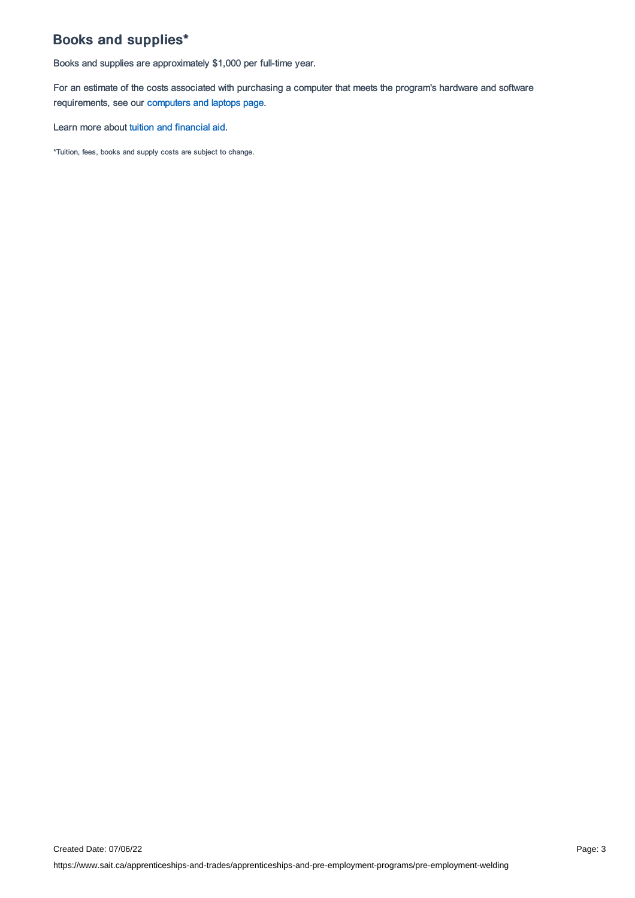## Books and supplies*

Books and supplies are approximately $1,000 per full-time year.

For an estimate of the costs associated with purchasing a computer that meets the program's hardware and software requirements, see our computers and laptops page.

Learn more about tuition and financial aid.

*Tuition, fees, books and supply costs are subject to change.